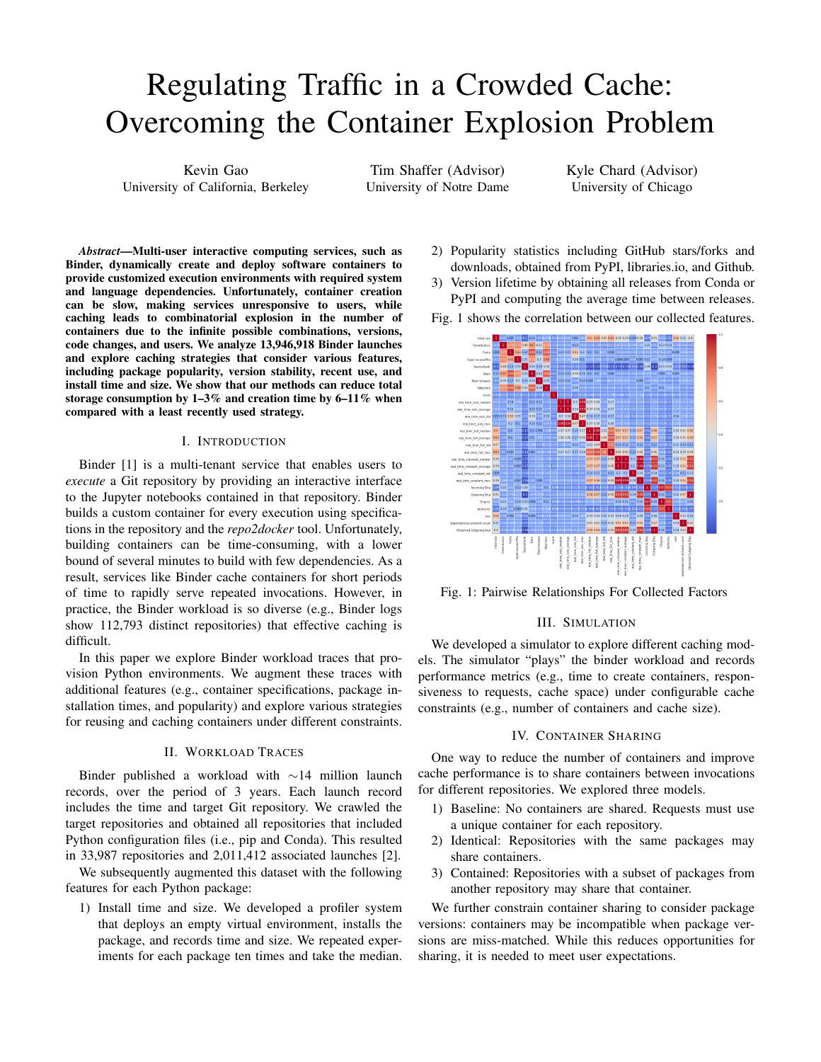# Regulating Traffic in a Crowded Cache: Overcoming the Container Explosion Problem

Kevin Gao
University of California, Berkeley

Tim Shaffer (Advisor)
University of Notre Dame

Kyle Chard (Advisor)
University of Chicago

***Abstract*—Multi-user interactive computing services, such as Binder, dynamically create and deploy software containers to provide customized execution environments with required system and language dependencies. Unfortunately, container creation can be slow, making services unresponsive to users, while caching leads to combinatorial explosion in the number of containers due to the infinite possible combinations, versions, code changes, and users. We analyze 13,946,918 Binder launches and explore caching strategies that consider various features, including package popularity, version stability, recent use, and install time and size. We show that our methods can reduce total storage consumption by 1–3% and creation time by 6–11% when compared with a least recently used strategy.**

## I. Introduction

Binder [1] is a multi-tenant service that enables users to *execute* a Git repository by providing an interactive interface to the Jupyter notebooks contained in that repository. Binder builds a custom container for every execution using specifications in the repository and the *repo2docker* tool. Unfortunately, building containers can be time-consuming, with a lower bound of several minutes to build with few dependencies. As a result, services like Binder cache containers for short periods of time to rapidly serve repeated invocations. However, in practice, the Binder workload is so diverse (e.g., Binder logs show 112,793 distinct repositories) that effective caching is difficult.

In this paper we explore Binder workload traces that provision Python environments. We augment these traces with additional features (e.g., container specifications, package installation times, and popularity) and explore various strategies for reusing and caching containers under different constraints.

## II. Workload Traces

Binder published a workload with ∼14 million launch records, over the period of 3 years. Each launch record includes the time and target Git repository. We crawled the target repositories and obtained all repositories that included Python configuration files (i.e., pip and Conda). This resulted in 33,987 repositories and 2,011,412 associated launches [2].

We subsequently augmented this dataset with the following features for each Python package:

1) Install time and size. We developed a profiler system that deploys an empty virtual environment, installs the package, and records time and size. We repeated experiments for each package ten times and take the median.
2) Popularity statistics including GitHub stars/forks and downloads, obtained from PyPI, libraries.io, and Github.
3) Version lifetime by obtaining all releases from Conda or PyPI and computing the average time between releases.

Fig. 1 shows the correlation between our collected features.

Fig. 1: Pairwise Relationships For Collected Factors

## III. Simulation

We developed a simulator to explore different caching models. The simulator "plays" the binder workload and records performance metrics (e.g., time to create containers, responsiveness to requests, cache space) under configurable cache constraints (e.g., number of containers and cache size).

## IV. Container Sharing

One way to reduce the number of containers and improve cache performance is to share containers between invocations for different repositories. We explored three models.

1) Baseline: No containers are shared. Requests must use a unique container for each repository.
2) Identical: Repositories with the same packages may share containers.
3) Contained: Repositories with a subset of packages from another repository may share that container.

We further constrain container sharing to consider package versions: containers may be incompatible when package versions are miss-matched. While this reduces opportunities for sharing, it is needed to meet user expectations.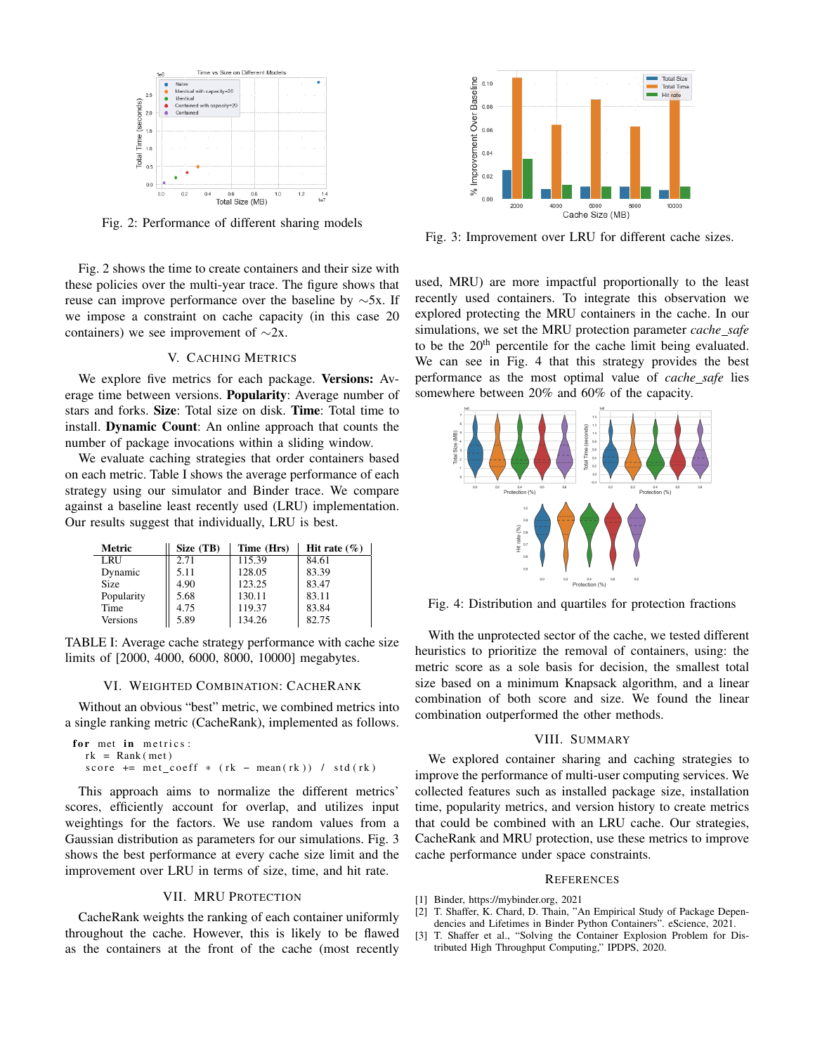Time vs Size on Different Models

1e6

Naive
Identical with capacity=20
Identical
Contained with capacity=20
Contained

Total Time (seconds)

0.0
0.5
1.0
1.5
2.0
2.5

0.0 0.2 0.4 0.6 0.8 1.0 1.2 1.4

1e7

Total Size (MB)

Fig. 2: Performance of different sharing models

% Improvement Over Baseline

0.00
0.02
0.04
0.06
0.08
0.10

Total Size
Total Time
Hit rate

2000 4000 6000 8000 10000

Cache Size (MB)

Fig. 3: Improvement over LRU for different cache sizes.

Fig. 2 shows the time to create containers and their size with these policies over the multi-year trace. The figure shows that reuse can improve performance over the baseline by ∼5x. If we impose a constraint on cache capacity (in this case 20 containers) we see improvement of ∼2x.

## V. Caching Metrics

We explore five metrics for each package. **Versions:** Average time between versions. **Popularity**: Average number of stars and forks. **Size**: Total size on disk. **Time**: Total time to install. **Dynamic Count**: An online approach that counts the number of package invocations within a sliding window.

We evaluate caching strategies that order containers based on each metric. Table I shows the average performance of each strategy using our simulator and Binder trace. We compare against a baseline least recently used (LRU) implementation. Our results suggest that individually, LRU is best.

| Metric | Size (TB) | Time (Hrs) | Hit rate (%) |
|---|---|---|---|
| LRU | 2.71 | 115.39 | 84.61 |
| Dynamic | 5.11 | 128.05 | 83.39 |
| Size | 4.90 | 123.25 | 83.47 |
| Popularity | 5.68 | 130.11 | 83.11 |
| Time | 4.75 | 119.37 | 83.84 |
| Versions | 5.89 | 134.26 | 82.75 |

TABLE I: Average cache strategy performance with cache size limits of [2000, 4000, 6000, 8000, 10000] megabytes.

## VI. Weighted Combination: CacheRank

Without an obvious "best" metric, we combined metrics into a single ranking metric (CacheRank), implemented as follows.

```
for met in metrics:
  rk = Rank(met)
  score += met_coeff * (rk - mean(rk)) / std(rk)
```

This approach aims to normalize the different metrics' scores, efficiently account for overlap, and utilizes input weightings for the factors. We use random values from a Gaussian distribution as parameters for our simulations. Fig. 3 shows the best performance at every cache size limit and the improvement over LRU in terms of size, time, and hit rate.

## VII. MRU Protection

CacheRank weights the ranking of each container uniformly throughout the cache. However, this is likely to be flawed as the containers at the front of the cache (most recently used, MRU) are more impactful proportionally to the least recently used containers. To integrate this observation we explored protecting the MRU containers in the cache. In our simulations, we set the MRU protection parameter *cache_safe* to be the 20th percentile for the cache limit being evaluated. We can see in Fig. 4 that this strategy provides the best performance as the most optimal value of *cache_safe* lies somewhere between 20% and 60% of the capacity.

1e6

Total Size (MB)

0 1 2 3 4 5 6 7

0.0 0.2 0.4 0.6 0.8

Protection (%)

1e6

Total Time (seconds)

-0.2 0.0 0.2 0.4 0.6 0.8 1.0 1.2 1.4

0.0 0.2 0.4 0.6 0.8

Protection (%)

Hit rate (%)

0.5 0.6 0.7 0.8 0.9 1.0

0.0 0.2 0.4 0.6 0.8

Protection (%)

Fig. 4: Distribution and quartiles for protection fractions

With the unprotected sector of the cache, we tested different heuristics to prioritize the removal of containers, using: the metric score as a sole basis for decision, the smallest total size based on a minimum Knapsack algorithm, and a linear combination of both score and size. We found the linear combination outperformed the other methods.

## VIII. Summary

We explored container sharing and caching strategies to improve the performance of multi-user computing services. We collected features such as installed package size, installation time, popularity metrics, and version history to create metrics that could be combined with an LRU cache. Our strategies, CacheRank and MRU protection, use these metrics to improve cache performance under space constraints.

## References

[1] Binder, https://mybinder.org, 2021

[2] T. Shaffer, K. Chard, D. Thain, "An Empirical Study of Package Dependencies and Lifetimes in Binder Python Containers". eScience, 2021.

[3] T. Shaffer et al., "Solving the Container Explosion Problem for Distributed High Throughput Computing," IPDPS, 2020.